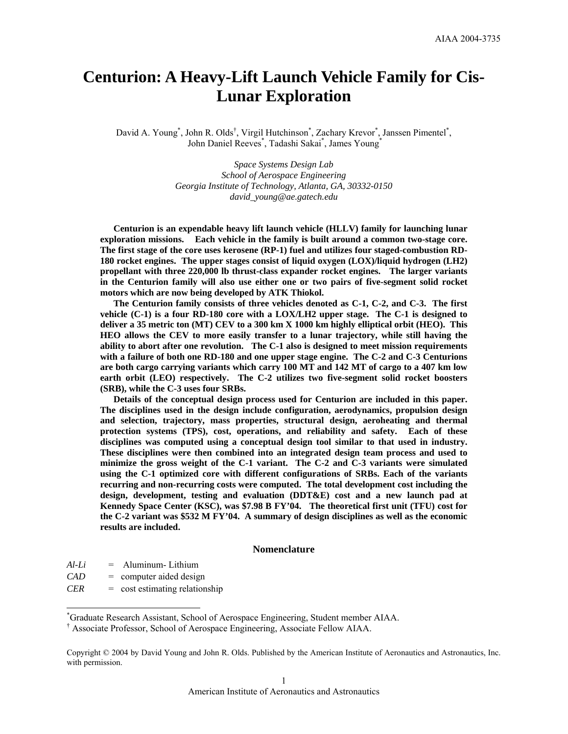# Centurion: A Heavy-Lift Launch Vehicle Family for Cis-Lunar Exploration

David A. Young[*], John R. Olds[†], Virgil Hutchinson[*], Zachary Krevor[*], Janssen Pimentel[*], John Daniel Reeves[*], Tadashi Sakai[*], James Young[*]

*Space Systems Design Lab*
*School of Aerospace Engineering*
*Georgia Institute of Technology, Atlanta, GA, 30332-0150*
*david_young@ae.gatech.edu*

**Centurion is an expendable heavy lift launch vehicle (HLLV) family for launching lunar exploration missions. Each vehicle in the family is built around a common two-stage core. The first stage of the core uses kerosene (RP-1) fuel and utilizes four staged-combustion RD-180 rocket engines. The upper stages consist of liquid oxygen (LOX)/liquid hydrogen (LH2) propellant with three 220,000 lb thrust-class expander rocket engines. The larger variants in the Centurion family will also use either one or two pairs of five-segment solid rocket motors which are now being developed by ATK Thiokol.**

**The Centurion family consists of three vehicles denoted as C-1, C-2, and C-3. The first vehicle (C-1) is a four RD-180 core with a LOX/LH2 upper stage. The C-1 is designed to deliver a 35 metric ton (MT) CEV to a 300 km X 1000 km highly elliptical orbit (HEO). This HEO allows the CEV to more easily transfer to a lunar trajectory, while still having the ability to abort after one revolution. The C-1 also is designed to meet mission requirements with a failure of both one RD-180 and one upper stage engine. The C-2 and C-3 Centurions are both cargo carrying variants which carry 100 MT and 142 MT of cargo to a 407 km low earth orbit (LEO) respectively. The C-2 utilizes two five-segment solid rocket boosters (SRB), while the C-3 uses four SRBs.**

**Details of the conceptual design process used for Centurion are included in this paper. The disciplines used in the design include configuration, aerodynamics, propulsion design and selection, trajectory, mass properties, structural design, aeroheating and thermal protection systems (TPS), cost, operations, and reliability and safety. Each of these disciplines was computed using a conceptual design tool similar to that used in industry. These disciplines were then combined into an integrated design team process and used to minimize the gross weight of the C-1 variant. The C-2 and C-3 variants were simulated using the C-1 optimized core with different configurations of SRBs. Each of the variants recurring and non-recurring costs were computed. The total development cost including the design, development, testing and evaluation (DDT&E) cost and a new launch pad at Kennedy Space Center (KSC), was $7.98 B FY'04. The theoretical first unit (TFU) cost for the C-2 variant was $532 M FY'04. A summary of design disciplines as well as the economic results are included.**

## Nomenclature

*Al-Li* = Aluminum- Lithium
*CAD* = computer aided design
*CER* = cost estimating relationship

---

[*] Graduate Research Assistant, School of Aerospace Engineering, Student member AIAA.
[†] Associate Professor, School of Aerospace Engineering, Associate Fellow AIAA.

Copyright © 2004 by David Young and John R. Olds. Published by the American Institute of Aeronautics and Astronautics, Inc. with permission.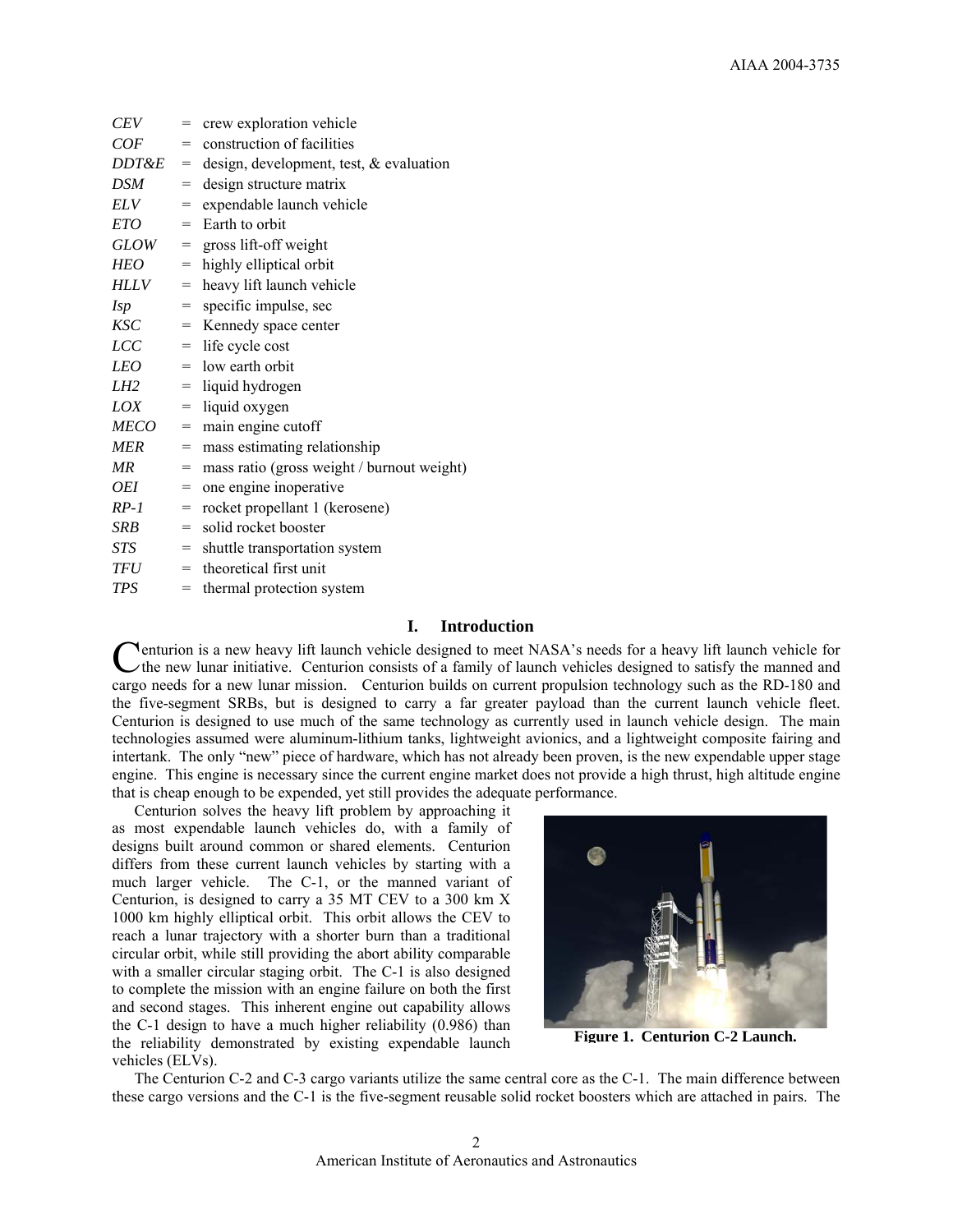| | | |
|---|---|---|
| *CEV* | = | crew exploration vehicle |
| *COF* | = | construction of facilities |
| *DDT&E* | = | design, development, test, & evaluation |
| *DSM* | = | design structure matrix |
| *ELV* | = | expendable launch vehicle |
| *ETO* | = | Earth to orbit |
| *GLOW* | = | gross lift-off weight |
| *HEO* | = | highly elliptical orbit |
| *HLLV* | = | heavy lift launch vehicle |
| *Isp* | = | specific impulse, sec |
| *KSC* | = | Kennedy space center |
| *LCC* | = | life cycle cost |
| *LEO* | = | low earth orbit |
| *LH2* | = | liquid hydrogen |
| *LOX* | = | liquid oxygen |
| *MECO* | = | main engine cutoff |
| *MER* | = | mass estimating relationship |
| *MR* | = | mass ratio (gross weight / burnout weight) |
| *OEI* | = | one engine inoperative |
| *RP-1* | = | rocket propellant 1 (kerosene) |
| *SRB* | = | solid rocket booster |
| *STS* | = | shuttle transportation system |
| *TFU* | = | theoretical first unit |
| *TPS* | = | thermal protection system |

## I. Introduction

Centurion is a new heavy lift launch vehicle designed to meet NASA's needs for a heavy lift launch vehicle for the new lunar initiative. Centurion consists of a family of launch vehicles designed to satisfy the manned and cargo needs for a new lunar mission. Centurion builds on current propulsion technology such as the RD-180 and the five-segment SRBs, but is designed to carry a far greater payload than the current launch vehicle fleet. Centurion is designed to use much of the same technology as currently used in launch vehicle design. The main technologies assumed were aluminum-lithium tanks, lightweight avionics, and a lightweight composite fairing and intertank. The only "new" piece of hardware, which has not already been proven, is the new expendable upper stage engine. This engine is necessary since the current engine market does not provide a high thrust, high altitude engine that is cheap enough to be expended, yet still provides the adequate performance.

Centurion solves the heavy lift problem by approaching it as most expendable launch vehicles do, with a family of designs built around common or shared elements. Centurion differs from these current launch vehicles by starting with a much larger vehicle. The C-1, or the manned variant of Centurion, is designed to carry a 35 MT CEV to a 300 km X 1000 km highly elliptical orbit. This orbit allows the CEV to reach a lunar trajectory with a shorter burn than a traditional circular orbit, while still providing the abort ability comparable with a smaller circular staging orbit. The C-1 is also designed to complete the mission with an engine failure on both the first and second stages. This inherent engine out capability allows the C-1 design to have a much higher reliability (0.986) than the reliability demonstrated by existing expendable launch vehicles (ELVs).

**Figure 1. Centurion C-2 Launch.**

The Centurion C-2 and C-3 cargo variants utilize the same central core as the C-1. The main difference between these cargo versions and the C-1 is the five-segment reusable solid rocket boosters which are attached in pairs. The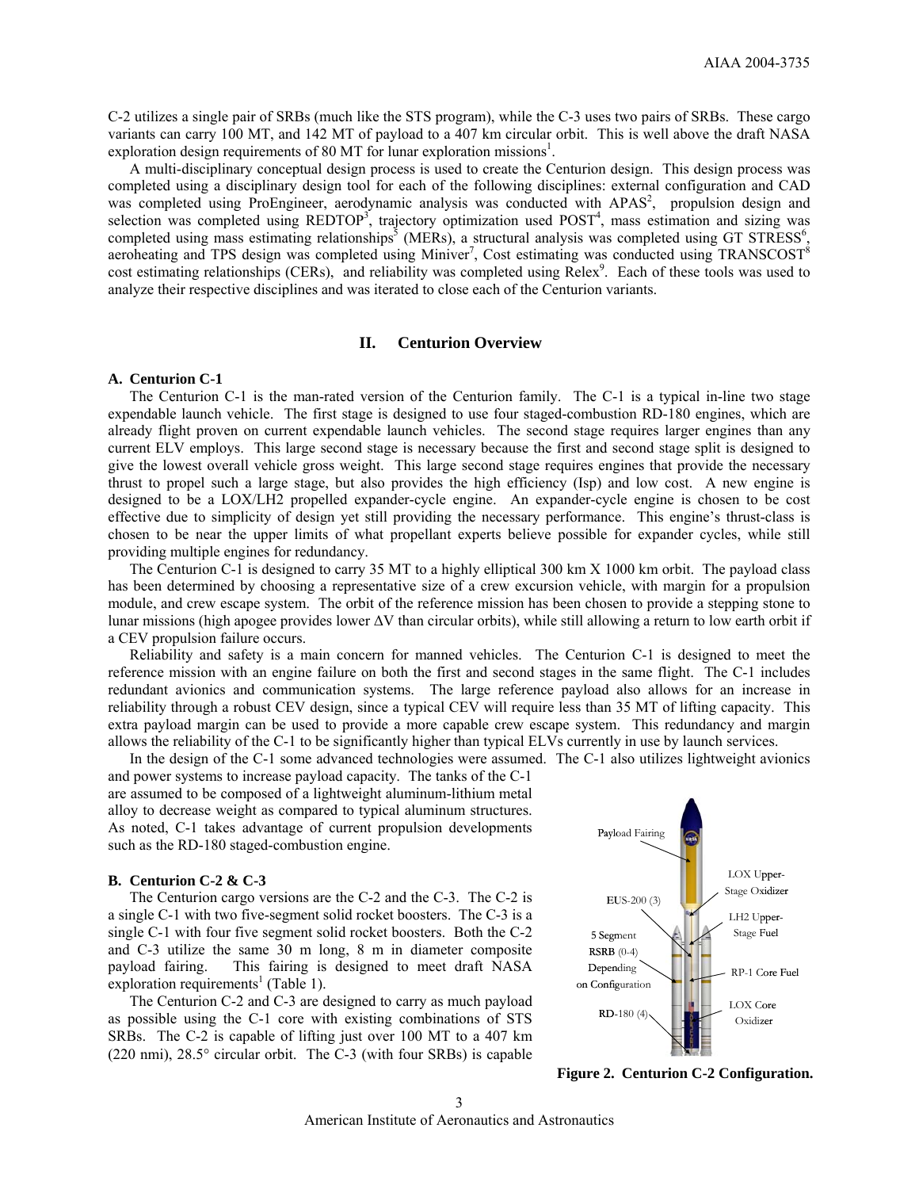C-2 utilizes a single pair of SRBs (much like the STS program), while the C-3 uses two pairs of SRBs. These cargo variants can carry 100 MT, and 142 MT of payload to a 407 km circular orbit. This is well above the draft NASA exploration design requirements of 80 MT for lunar exploration missions[1].

A multi-disciplinary conceptual design process is used to create the Centurion design. This design process was completed using a disciplinary design tool for each of the following disciplines: external configuration and CAD was completed using ProEngineer, aerodynamic analysis was conducted with APAS[2], propulsion design and selection was completed using REDTOP[3], trajectory optimization used POST[4], mass estimation and sizing was completed using mass estimating relationships[5] (MERs), a structural analysis was completed using GT STRESS[6], aeroheating and TPS design was completed using Miniver[7], Cost estimating was conducted using TRANSCOST[8] cost estimating relationships (CERs), and reliability was completed using Relex[9]. Each of these tools was used to analyze their respective disciplines and was iterated to close each of the Centurion variants.

## II. Centurion Overview

### A. Centurion C-1

The Centurion C-1 is the man-rated version of the Centurion family. The C-1 is a typical in-line two stage expendable launch vehicle. The first stage is designed to use four staged-combustion RD-180 engines, which are already flight proven on current expendable launch vehicles. The second stage requires larger engines than any current ELV employs. This large second stage is necessary because the first and second stage split is designed to give the lowest overall vehicle gross weight. This large second stage requires engines that provide the necessary thrust to propel such a large stage, but also provides the high efficiency (Isp) and low cost. A new engine is designed to be a LOX/LH2 propelled expander-cycle engine. An expander-cycle engine is chosen to be cost effective due to simplicity of design yet still providing the necessary performance. This engine's thrust-class is chosen to be near the upper limits of what propellant experts believe possible for expander cycles, while still providing multiple engines for redundancy.

The Centurion C-1 is designed to carry 35 MT to a highly elliptical 300 km X 1000 km orbit. The payload class has been determined by choosing a representative size of a crew excursion vehicle, with margin for a propulsion module, and crew escape system. The orbit of the reference mission has been chosen to provide a stepping stone to lunar missions (high apogee provides lower ΔV than circular orbits), while still allowing a return to low earth orbit if a CEV propulsion failure occurs.

Reliability and safety is a main concern for manned vehicles. The Centurion C-1 is designed to meet the reference mission with an engine failure on both the first and second stages in the same flight. The C-1 includes redundant avionics and communication systems. The large reference payload also allows for an increase in reliability through a robust CEV design, since a typical CEV will require less than 35 MT of lifting capacity. This extra payload margin can be used to provide a more capable crew escape system. This redundancy and margin allows the reliability of the C-1 to be significantly higher than typical ELVs currently in use by launch services.

In the design of the C-1 some advanced technologies were assumed. The C-1 also utilizes lightweight avionics and power systems to increase payload capacity. The tanks of the C-1 are assumed to be composed of a lightweight aluminum-lithium metal alloy to decrease weight as compared to typical aluminum structures. As noted, C-1 takes advantage of current propulsion developments such as the RD-180 staged-combustion engine.

### B. Centurion C-2 & C-3

The Centurion cargo versions are the C-2 and the C-3. The C-2 is a single C-1 with two five-segment solid rocket boosters. The C-3 is a single C-1 with four five segment solid rocket boosters. Both the C-2 and C-3 utilize the same 30 m long, 8 m in diameter composite payload fairing. This fairing is designed to meet draft NASA exploration requirements[1] (Table 1).

The Centurion C-2 and C-3 are designed to carry as much payload as possible using the C-1 core with existing combinations of STS SRBs. The C-2 is capable of lifting just over 100 MT to a 407 km (220 nmi), 28.5° circular orbit. The C-3 (with four SRBs) is capable

**Figure 2. Centurion C-2 Configuration.**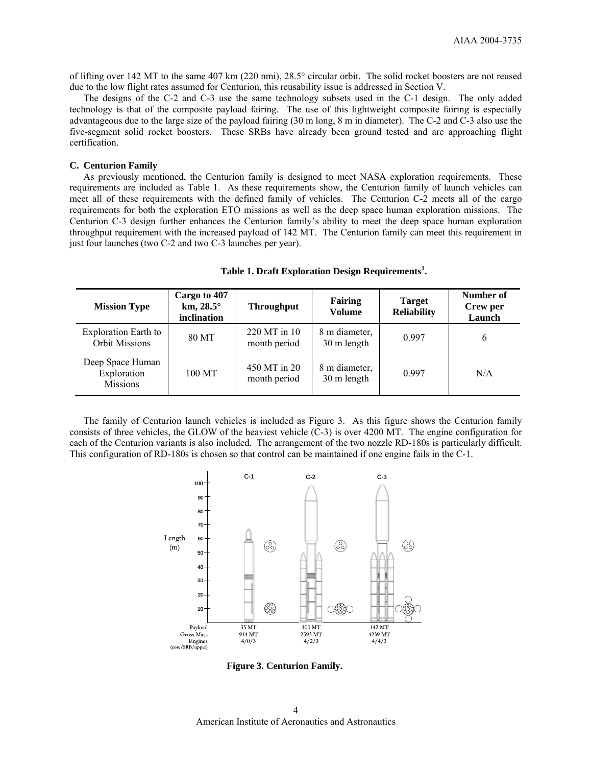of lifting over 142 MT to the same 407 km (220 nmi), 28.5° circular orbit. The solid rocket boosters are not reused due to the low flight rates assumed for Centurion, this reusability issue is addressed in Section V.

The designs of the C-2 and C-3 use the same technology subsets used in the C-1 design. The only added technology is that of the composite payload fairing. The use of this lightweight composite fairing is especially advantageous due to the large size of the payload fairing (30 m long, 8 m in diameter). The C-2 and C-3 also use the five-segment solid rocket boosters. These SRBs have already been ground tested and are approaching flight certification.

### C. Centurion Family

As previously mentioned, the Centurion family is designed to meet NASA exploration requirements. These requirements are included as Table 1. As these requirements show, the Centurion family of launch vehicles can meet all of these requirements with the defined family of vehicles. The Centurion C-2 meets all of the cargo requirements for both the exploration ETO missions as well as the deep space human exploration missions. The Centurion C-3 design further enhances the Centurion family's ability to meet the deep space human exploration throughput requirement with the increased payload of 142 MT. The Centurion family can meet this requirement in just four launches (two C-2 and two C-3 launches per year).

**Table 1. Draft Exploration Design Requirements[1].**

| Mission Type | Cargo to 407 km, 28.5° inclination | Throughput | Fairing Volume | Target Reliability | Number of Crew per Launch |
|---|---|---|---|---|---|
| Exploration Earth to Orbit Missions | 80 MT | 220 MT in 10 month period | 8 m diameter, 30 m length | 0.997 | 6 |
| Deep Space Human Exploration Missions | 100 MT | 450 MT in 20 month period | 8 m diameter, 30 m length | 0.997 | N/A |

The family of Centurion launch vehicles is included as Figure 3. As this figure shows the Centurion family consists of three vehicles, the GLOW of the heaviest vehicle (C-3) is over 4200 MT. The engine configuration for each of the Centurion variants is also included. The arrangement of the two nozzle RD-180s is particularly difficult. This configuration of RD-180s is chosen so that control can be maintained if one engine fails in the C-1.

| | C-1 | C-2 | C-3 |
|---|---|---|---|
| Payload | 35 MT | 100 MT | 142 MT |
| Gross Mass | 914 MT | 2593 MT | 4239 MT |
| Engines (core/SRB/upper) | 4/0/3 | 4/2/3 | 4/4/3 |

**Figure 3. Centurion Family.**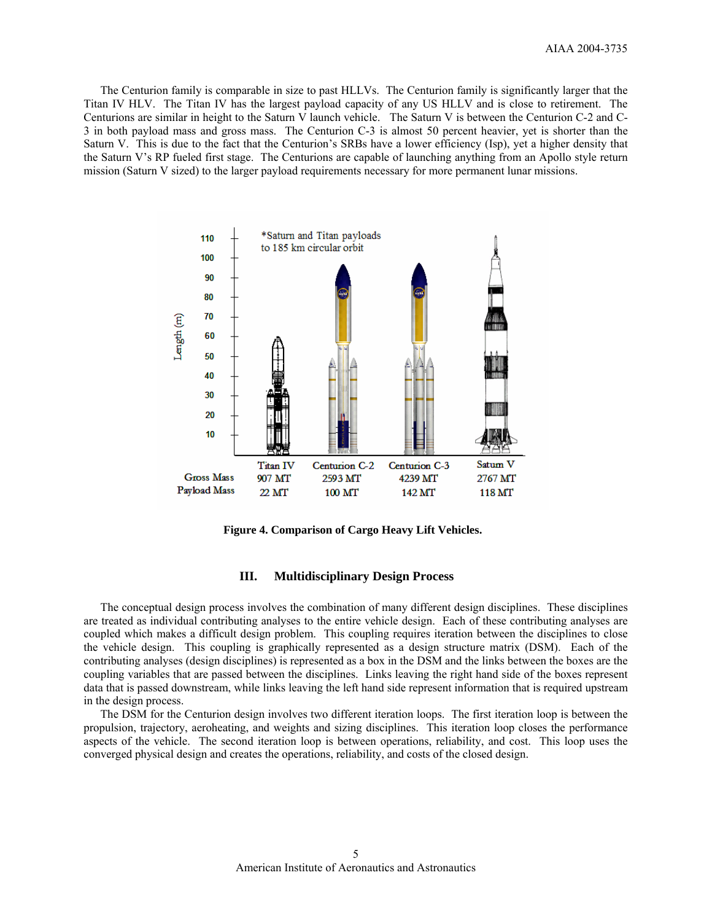The Centurion family is comparable in size to past HLLVs. The Centurion family is significantly larger that the Titan IV HLV. The Titan IV has the largest payload capacity of any US HLLV and is close to retirement. The Centurions are similar in height to the Saturn V launch vehicle. The Saturn V is between the Centurion C-2 and C-3 in both payload mass and gross mass. The Centurion C-3 is almost 50 percent heavier, yet is shorter than the Saturn V. This is due to the fact that the Centurion's SRBs have a lower efficiency (Isp), yet a higher density that the Saturn V's RP fueled first stage. The Centurions are capable of launching anything from an Apollo style return mission (Saturn V sized) to the larger payload requirements necessary for more permanent lunar missions.

*Saturn and Titan payloads to 185 km circular orbit

| | Titan IV | Centurion C-2 | Centurion C-3 | Saturn V |
|---|---|---|---|---|
| Gross Mass | 907 MT | 2593 MT | 4239 MT | 2767 MT |
| Payload Mass | 22 MT | 100 MT | 142 MT | 118 MT |

**Figure 4. Comparison of Cargo Heavy Lift Vehicles.**

## III. Multidisciplinary Design Process

The conceptual design process involves the combination of many different design disciplines. These disciplines are treated as individual contributing analyses to the entire vehicle design. Each of these contributing analyses are coupled which makes a difficult design problem. This coupling requires iteration between the disciplines to close the vehicle design. This coupling is graphically represented as a design structure matrix (DSM). Each of the contributing analyses (design disciplines) is represented as a box in the DSM and the links between the boxes are the coupling variables that are passed between the disciplines. Links leaving the right hand side of the boxes represent data that is passed downstream, while links leaving the left hand side represent information that is required upstream in the design process.

The DSM for the Centurion design involves two different iteration loops. The first iteration loop is between the propulsion, trajectory, aeroheating, and weights and sizing disciplines. This iteration loop closes the performance aspects of the vehicle. The second iteration loop is between operations, reliability, and cost. This loop uses the converged physical design and creates the operations, reliability, and costs of the closed design.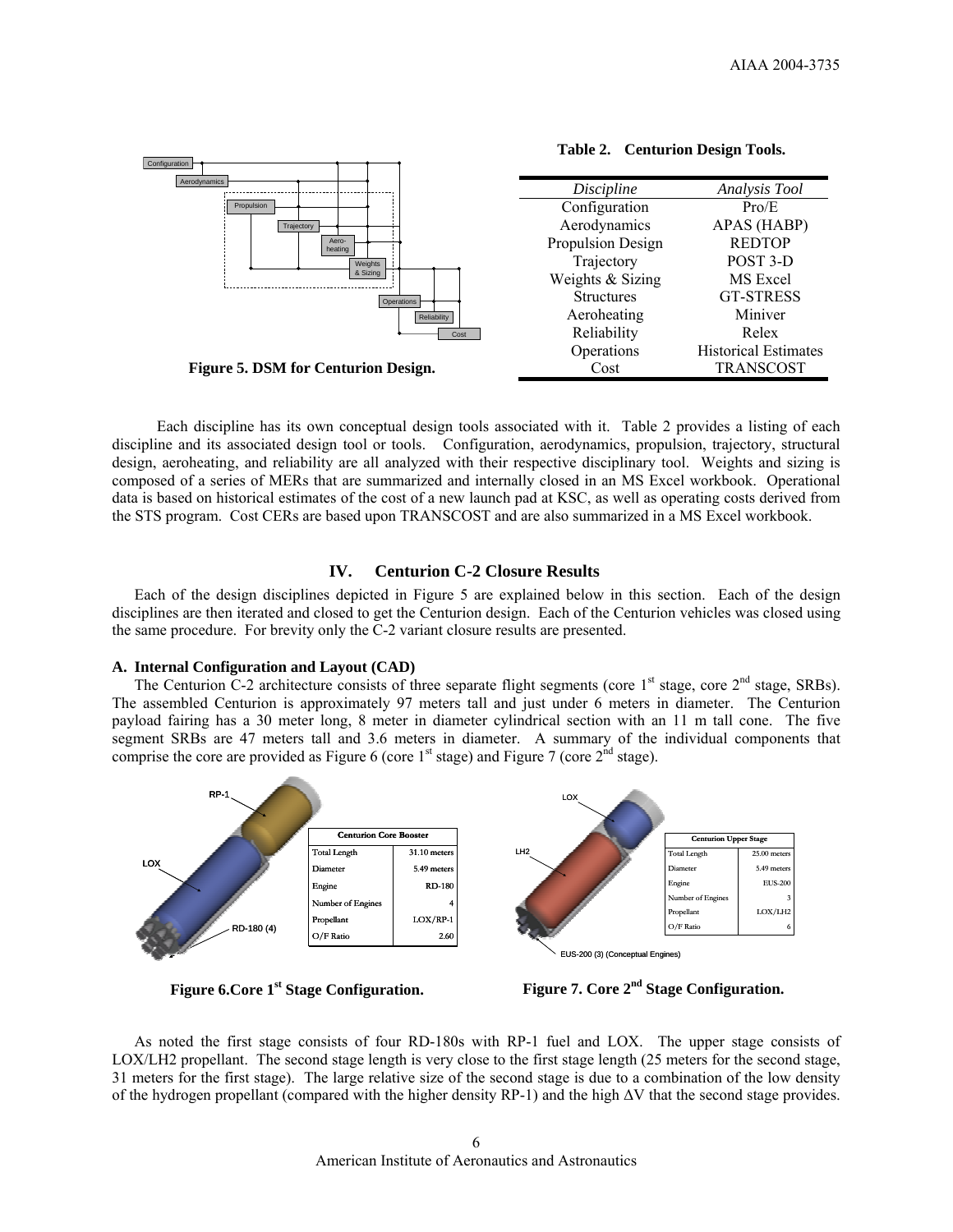Figure 5. DSM for Centurion Design.

**Table 2. Centurion Design Tools.**

| *Discipline* | *Analysis Tool* |
|---|---|
| Configuration | Pro/E |
| Aerodynamics | APAS (HABP) |
| Propulsion Design | REDTOP |
| Trajectory | POST 3-D |
| Weights & Sizing | MS Excel |
| Structures | GT-STRESS |
| Aeroheating | Miniver |
| Reliability | Relex |
| Operations | Historical Estimates |
| Cost | TRANSCOST |

Each discipline has its own conceptual design tools associated with it. Table 2 provides a listing of each discipline and its associated design tool or tools. Configuration, aerodynamics, propulsion, trajectory, structural design, aeroheating, and reliability are all analyzed with their respective disciplinary tool. Weights and sizing is composed of a series of MERs that are summarized and internally closed in an MS Excel workbook. Operational data is based on historical estimates of the cost of a new launch pad at KSC, as well as operating costs derived from the STS program. Cost CERs are based upon TRANSCOST and are also summarized in a MS Excel workbook.

## IV. Centurion C-2 Closure Results

Each of the design disciplines depicted in Figure 5 are explained below in this section. Each of the design disciplines are then iterated and closed to get the Centurion design. Each of the Centurion vehicles was closed using the same procedure. For brevity only the C-2 variant closure results are presented.

### A. Internal Configuration and Layout (CAD)

The Centurion C-2 architecture consists of three separate flight segments (core 1st stage, core 2nd stage, SRBs). The assembled Centurion is approximately 97 meters tall and just under 6 meters in diameter. The Centurion payload fairing has a 30 meter long, 8 meter in diameter cylindrical section with an 11 m tall cone. The five segment SRBs are 47 meters tall and 3.6 meters in diameter. A summary of the individual components that comprise the core are provided as Figure 6 (core 1st stage) and Figure 7 (core 2nd stage).

| Centurion Core Booster | |
|---|---|
| Total Length | 31.10 meters |
| Diameter | 5.49 meters |
| Engine | RD-180 |
| Number of Engines | 4 |
| Propellant | LOX/RP-1 |
| O/F Ratio | 2.60 |

Figure 6. Core 1st Stage Configuration.

| Centurion Upper Stage | |
|---|---|
| Total Length | 25.00 meters |
| Diameter | 5.49 meters |
| Engine | EUS-200 |
| Number of Engines | 3 |
| Propellant | LOX/LH2 |
| O/F Ratio | 6 |

Figure 7. Core 2nd Stage Configuration.

As noted the first stage consists of four RD-180s with RP-1 fuel and LOX. The upper stage consists of LOX/LH2 propellant. The second stage length is very close to the first stage length (25 meters for the second stage, 31 meters for the first stage). The large relative size of the second stage is due to a combination of the low density of the hydrogen propellant (compared with the higher density RP-1) and the high $\Delta V$ that the second stage provides.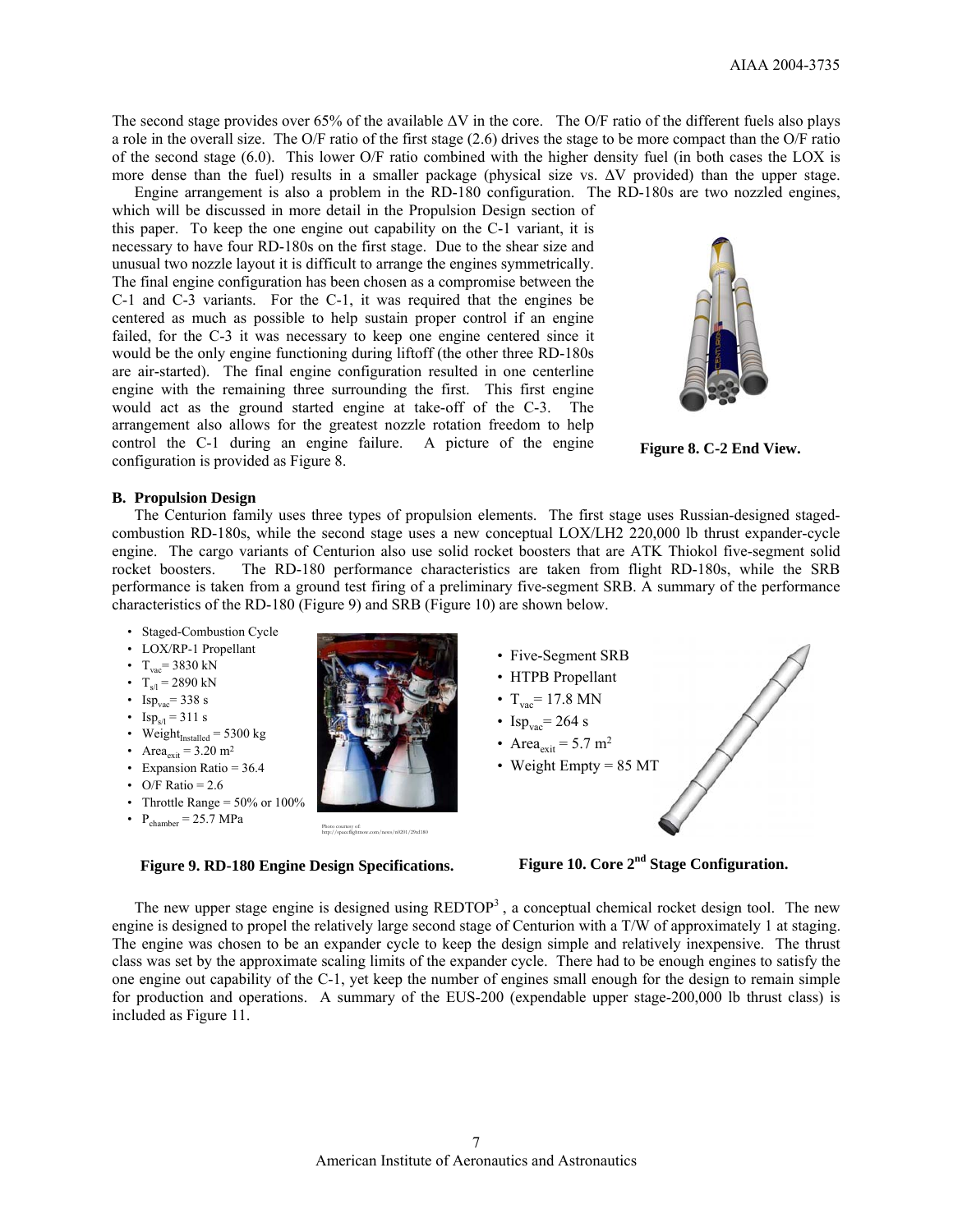The second stage provides over 65% of the available ΔV in the core. The O/F ratio of the different fuels also plays a role in the overall size. The O/F ratio of the first stage (2.6) drives the stage to be more compact than the O/F ratio of the second stage (6.0). This lower O/F ratio combined with the higher density fuel (in both cases the LOX is more dense than the fuel) results in a smaller package (physical size vs. ΔV provided) than the upper stage.

Engine arrangement is also a problem in the RD-180 configuration. The RD-180s are two nozzled engines, which will be discussed in more detail in the Propulsion Design section of this paper. To keep the one engine out capability on the C-1 variant, it is necessary to have four RD-180s on the first stage. Due to the shear size and unusual two nozzle layout it is difficult to arrange the engines symmetrically. The final engine configuration has been chosen as a compromise between the C-1 and C-3 variants. For the C-1, it was required that the engines be centered as much as possible to help sustain proper control if an engine failed, for the C-3 it was necessary to keep one engine centered since it would be the only engine functioning during liftoff (the other three RD-180s are air-started). The final engine configuration resulted in one centerline engine with the remaining three surrounding the first. This first engine would act as the ground started engine at take-off of the C-3. The arrangement also allows for the greatest nozzle rotation freedom to help control the C-1 during an engine failure. A picture of the engine configuration is provided as Figure 8.

**Figure 8. C-2 End View.**

### B. Propulsion Design

The Centurion family uses three types of propulsion elements. The first stage uses Russian-designed staged-combustion RD-180s, while the second stage uses a new conceptual LOX/LH2 220,000 lb thrust expander-cycle engine. The cargo variants of Centurion also use solid rocket boosters that are ATK Thiokol five-segment solid rocket boosters. The RD-180 performance characteristics are taken from flight RD-180s, while the SRB performance is taken from a ground test firing of a preliminary five-segment SRB. A summary of the performance characteristics of the RD-180 (Figure 9) and SRB (Figure 10) are shown below.

- Staged-Combustion Cycle
- LOX/RP-1 Propellant
- $T_{vac}$ = 3830 kN
- $T_{s/l}$ = 2890 kN
- $Isp_{vac}$ = 338 s
- $Isp_{s/l}$ = 311 s
- $Weight_{Installed}$ = 5300 kg
- $Area_{exit}$ = 3.20 m²
- Expansion Ratio = 36.4
- O/F Ratio = 2.6
- Throttle Range = 50% or 100%
- $P_{chamber}$ = 25.7 MPa

Photo courtesy of: http://spaceflightnow.com/news/n0201/29rd180

**Figure 9. RD-180 Engine Design Specifications.**

- Five-Segment SRB
- HTPB Propellant
- $T_{vac}$ = 17.8 MN
- $Isp_{vac}$ = 264 s
- $Area_{exit}$ = 5.7 m²
- Weight Empty = 85 MT

**Figure 10. Core 2nd Stage Configuration.**

The new upper stage engine is designed using REDTOP[3], a conceptual chemical rocket design tool. The new engine is designed to propel the relatively large second stage of Centurion with a T/W of approximately 1 at staging. The engine was chosen to be an expander cycle to keep the design simple and relatively inexpensive. The thrust class was set by the approximate scaling limits of the expander cycle. There had to be enough engines to satisfy the one engine out capability of the C-1, yet keep the number of engines small enough for the design to remain simple for production and operations. A summary of the EUS-200 (expendable upper stage-200,000 lb thrust class) is included as Figure 11.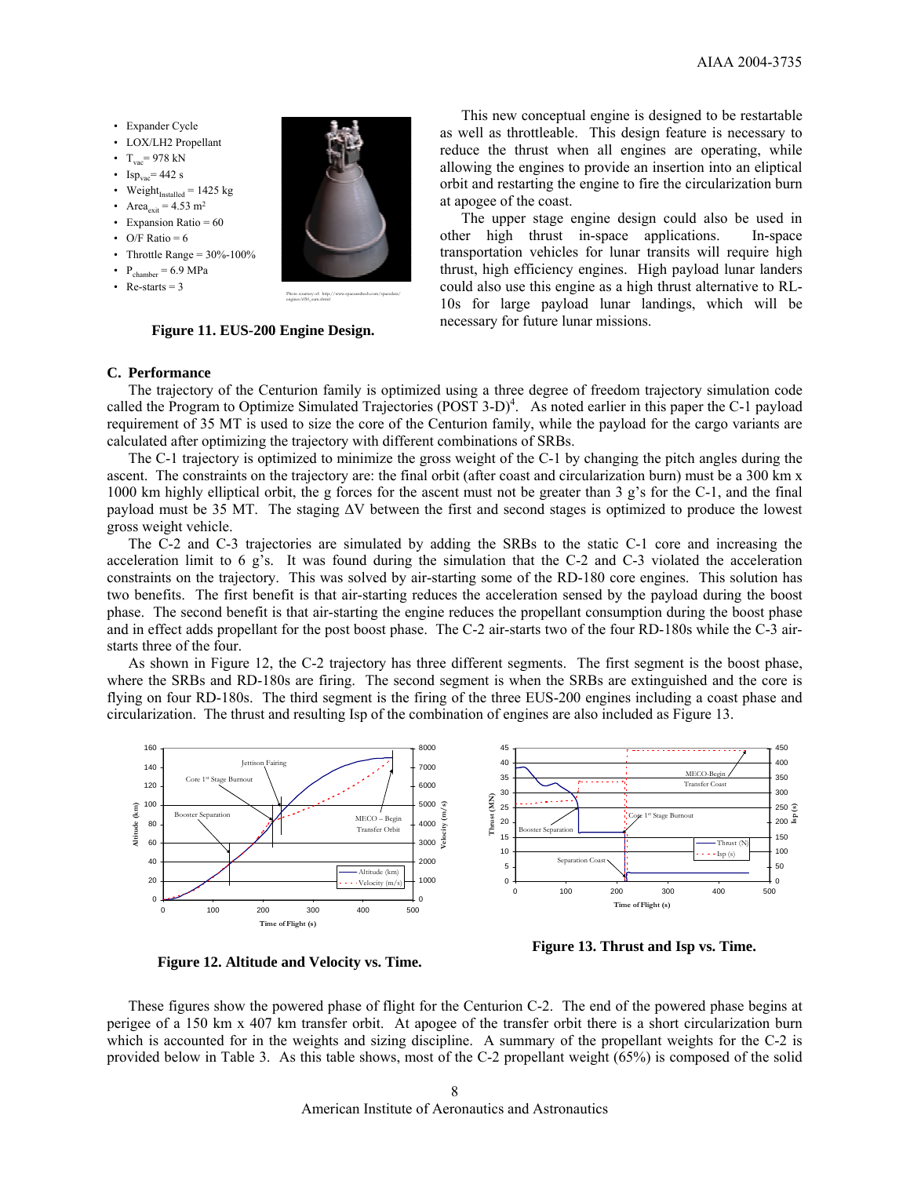- Expander Cycle
- LOX/LH2 Propellant
- $T_{vac}$ = 978 kN
- $Isp_{vac}$ = 442 s
- $Weight_{Installed}$ = 1425 kg
- $Area_{exit}$ = 4.53 m²
- Expansion Ratio = 60
- O/F Ratio = 6
- Throttle Range = 30%-100%
- $P_{chamber}$ = 6.9 MPa
- Re-starts = 3

Photo courtesy of: http://www.spaceandtech.com/spacedata/engines/rl50_sum.shtml

**Figure 11. EUS-200 Engine Design.**

This new conceptual engine is designed to be restartable as well as throttleable. This design feature is necessary to reduce the thrust when all engines are operating, while allowing the engines to provide an insertion into an eliptical orbit and restarting the engine to fire the circularization burn at apogee of the coast.

The upper stage engine design could also be used in other high thrust in-space applications. In-space transportation vehicles for lunar transits will require high thrust, high efficiency engines. High payload lunar landers could also use this engine as a high thrust alternative to RL-10s for large payload lunar landings, which will be necessary for future lunar missions.

### C. Performance

The trajectory of the Centurion family is optimized using a three degree of freedom trajectory simulation code called the Program to Optimize Simulated Trajectories (POST 3-D)[4]. As noted earlier in this paper the C-1 payload requirement of 35 MT is used to size the core of the Centurion family, while the payload for the cargo variants are calculated after optimizing the trajectory with different combinations of SRBs.

The C-1 trajectory is optimized to minimize the gross weight of the C-1 by changing the pitch angles during the ascent. The constraints on the trajectory are: the final orbit (after coast and circularization burn) must be a 300 km x 1000 km highly elliptical orbit, the g forces for the ascent must not be greater than 3 g's for the C-1, and the final payload must be 35 MT. The staging $\Delta V$ between the first and second stages is optimized to produce the lowest gross weight vehicle.

The C-2 and C-3 trajectories are simulated by adding the SRBs to the static C-1 core and increasing the acceleration limit to 6 g's. It was found during the simulation that the C-2 and C-3 violated the acceleration constraints on the trajectory. This was solved by air-starting some of the RD-180 core engines. This solution has two benefits. The first benefit is that air-starting reduces the acceleration sensed by the payload during the boost phase. The second benefit is that air-starting the engine reduces the propellant consumption during the boost phase and in effect adds propellant for the post boost phase. The C-2 air-starts two of the four RD-180s while the C-3 air-starts three of the four.

As shown in Figure 12, the C-2 trajectory has three different segments. The first segment is the boost phase, where the SRBs and RD-180s are firing. The second segment is when the SRBs are extinguished and the core is flying on four RD-180s. The third segment is the firing of the three EUS-200 engines including a coast phase and circularization. The thrust and resulting Isp of the combination of engines are also included as Figure 13.

**Figure 12. Altitude and Velocity vs. Time.**

**Figure 13. Thrust and Isp vs. Time.**

These figures show the powered phase of flight for the Centurion C-2. The end of the powered phase begins at perigee of a 150 km x 407 km transfer orbit. At apogee of the transfer orbit there is a short circularization burn which is accounted for in the weights and sizing discipline. A summary of the propellant weights for the C-2 is provided below in Table 3. As this table shows, most of the C-2 propellant weight (65%) is composed of the solid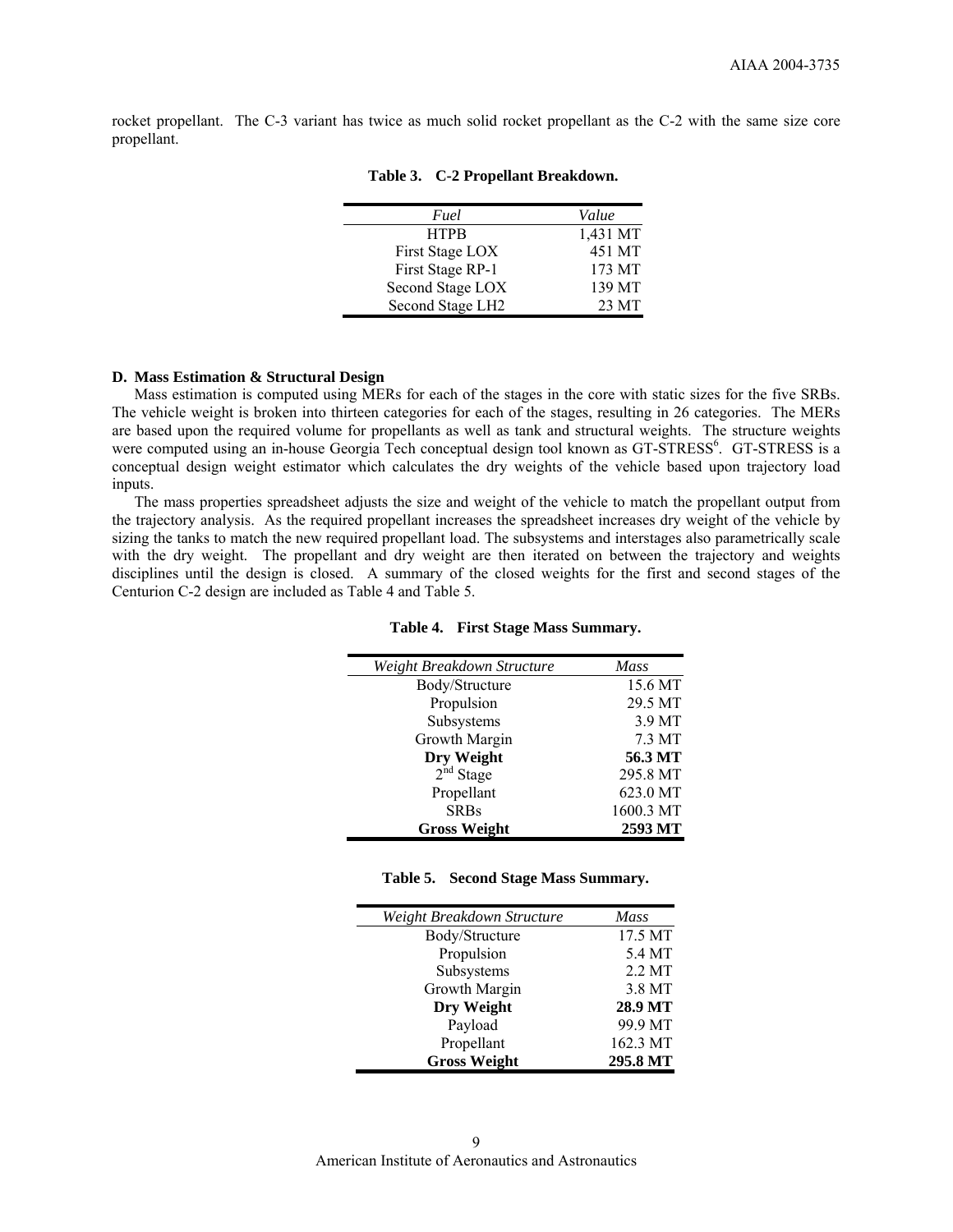rocket propellant. The C-3 variant has twice as much solid rocket propellant as the C-2 with the same size core propellant.

**Table 3. C-2 Propellant Breakdown.**

| *Fuel* | *Value* |
|---|---|
| HTPB | 1,431 MT |
| First Stage LOX | 451 MT |
| First Stage RP-1 | 173 MT |
| Second Stage LOX | 139 MT |
| Second Stage LH2 | 23 MT |

### D. Mass Estimation & Structural Design

Mass estimation is computed using MERs for each of the stages in the core with static sizes for the five SRBs. The vehicle weight is broken into thirteen categories for each of the stages, resulting in 26 categories. The MERs are based upon the required volume for propellants as well as tank and structural weights. The structure weights were computed using an in-house Georgia Tech conceptual design tool known as GT-STRESS[6]. GT-STRESS is a conceptual design weight estimator which calculates the dry weights of the vehicle based upon trajectory load inputs.

The mass properties spreadsheet adjusts the size and weight of the vehicle to match the propellant output from the trajectory analysis. As the required propellant increases the spreadsheet increases dry weight of the vehicle by sizing the tanks to match the new required propellant load. The subsystems and interstages also parametrically scale with the dry weight. The propellant and dry weight are then iterated on between the trajectory and weights disciplines until the design is closed. A summary of the closed weights for the first and second stages of the Centurion C-2 design are included as Table 4 and Table 5.

**Table 4. First Stage Mass Summary.**

| *Weight Breakdown Structure* | *Mass* |
|---|---|
| Body/Structure | 15.6 MT |
| Propulsion | 29.5 MT |
| Subsystems | 3.9 MT |
| Growth Margin | 7.3 MT |
| **Dry Weight** | **56.3 MT** |
| $2^{nd}$ Stage | 295.8 MT |
| Propellant | 623.0 MT |
| SRBs | 1600.3 MT |
| **Gross Weight** | **2593 MT** |

**Table 5. Second Stage Mass Summary.**

| *Weight Breakdown Structure* | *Mass* |
|---|---|
| Body/Structure | 17.5 MT |
| Propulsion | 5.4 MT |
| Subsystems | 2.2 MT |
| Growth Margin | 3.8 MT |
| **Dry Weight** | **28.9 MT** |
| Payload | 99.9 MT |
| Propellant | 162.3 MT |
| **Gross Weight** | **295.8 MT** |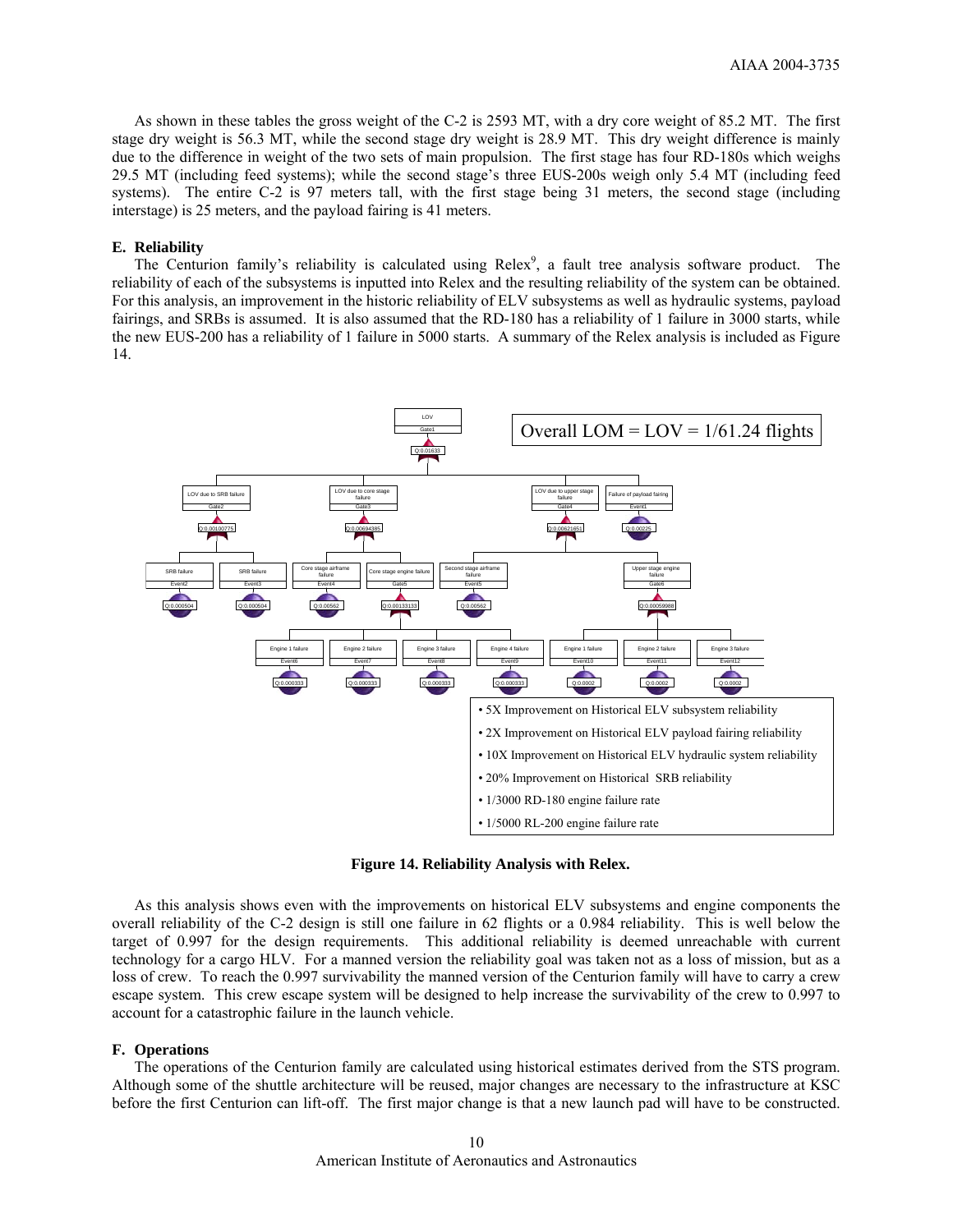As shown in these tables the gross weight of the C-2 is 2593 MT, with a dry core weight of 85.2 MT. The first stage dry weight is 56.3 MT, while the second stage dry weight is 28.9 MT. This dry weight difference is mainly due to the difference in weight of the two sets of main propulsion. The first stage has four RD-180s which weighs 29.5 MT (including feed systems); while the second stage's three EUS-200s weigh only 5.4 MT (including feed systems). The entire C-2 is 97 meters tall, with the first stage being 31 meters, the second stage (including interstage) is 25 meters, and the payload fairing is 41 meters.

### E. Reliability

The Centurion family's reliability is calculated using Relex[9], a fault tree analysis software product. The reliability of each of the subsystems is inputted into Relex and the resulting reliability of the system can be obtained. For this analysis, an improvement in the historic reliability of ELV subsystems as well as hydraulic systems, payload fairings, and SRBs is assumed. It is also assumed that the RD-180 has a reliability of 1 failure in 3000 starts, while the new EUS-200 has a reliability of 1 failure in 5000 starts. A summary of the Relex analysis is included as Figure 14.

Overall LOM = LOV = 1/61.24 flights

- 5X Improvement on Historical ELV subsystem reliability
- 2X Improvement on Historical ELV payload fairing reliability
- 10X Improvement on Historical ELV hydraulic system reliability
- 20% Improvement on Historical SRB reliability
- 1/3000 RD-180 engine failure rate
- 1/5000 RL-200 engine failure rate

**Figure 14. Reliability Analysis with Relex.**

As this analysis shows even with the improvements on historical ELV subsystems and engine components the overall reliability of the C-2 design is still one failure in 62 flights or a 0.984 reliability. This is well below the target of 0.997 for the design requirements. This additional reliability is deemed unreachable with current technology for a cargo HLV. For a manned version the reliability goal was taken not as a loss of mission, but as a loss of crew. To reach the 0.997 survivability the manned version of the Centurion family will have to carry a crew escape system. This crew escape system will be designed to help increase the survivability of the crew to 0.997 to account for a catastrophic failure in the launch vehicle.

### F. Operations

The operations of the Centurion family are calculated using historical estimates derived from the STS program. Although some of the shuttle architecture will be reused, major changes are necessary to the infrastructure at KSC before the first Centurion can lift-off. The first major change is that a new launch pad will have to be constructed.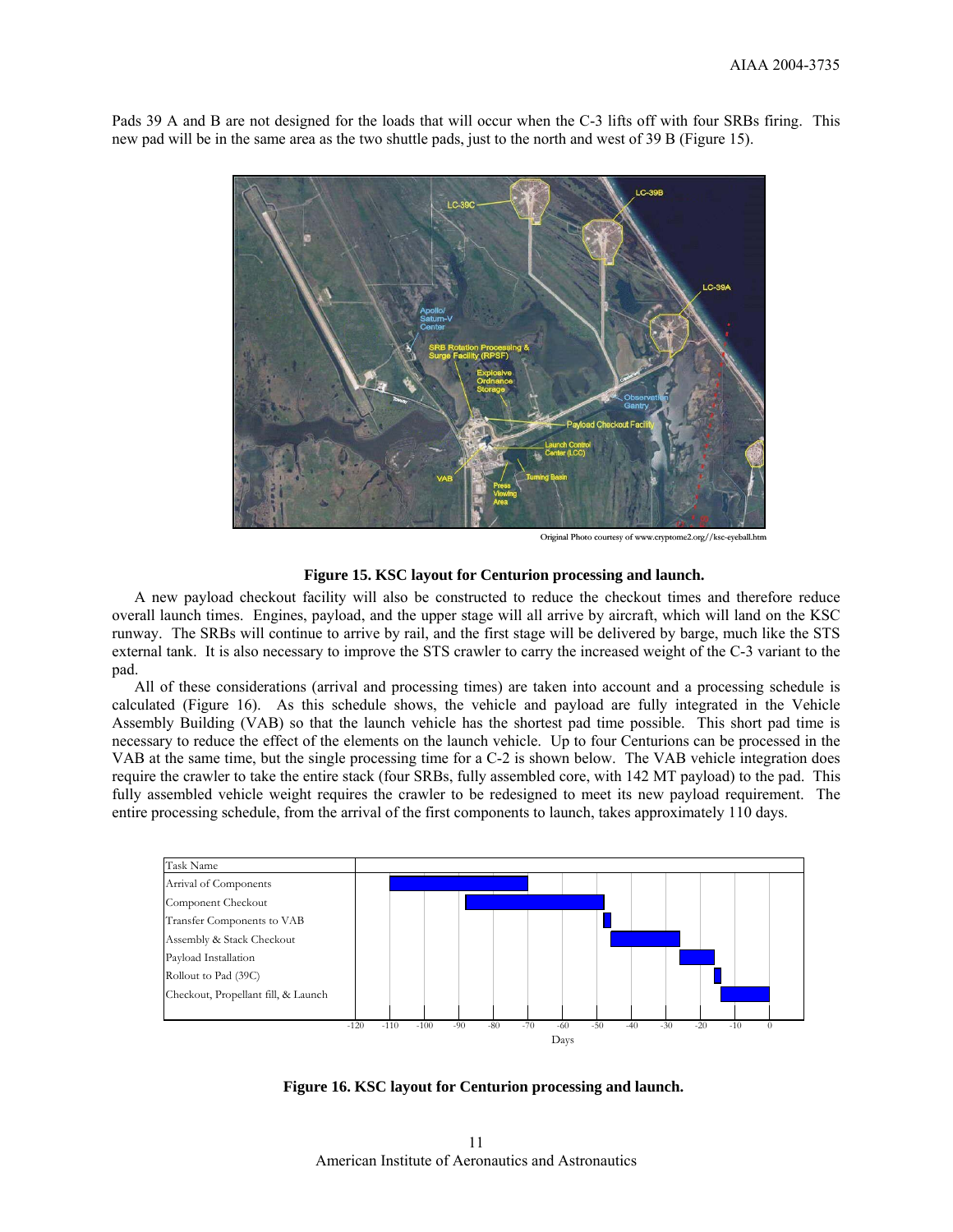Pads 39 A and B are not designed for the loads that will occur when the C-3 lifts off with four SRBs firing. This new pad will be in the same area as the two shuttle pads, just to the north and west of 39 B (Figure 15).

Original Photo courtesy of www.cryptome2.org//ksc-eyeball.htm

**Figure 15. KSC layout for Centurion processing and launch.**

A new payload checkout facility will also be constructed to reduce the checkout times and therefore reduce overall launch times. Engines, payload, and the upper stage will all arrive by aircraft, which will land on the KSC runway. The SRBs will continue to arrive by rail, and the first stage will be delivered by barge, much like the STS external tank. It is also necessary to improve the STS crawler to carry the increased weight of the C-3 variant to the pad.

All of these considerations (arrival and processing times) are taken into account and a processing schedule is calculated (Figure 16). As this schedule shows, the vehicle and payload are fully integrated in the Vehicle Assembly Building (VAB) so that the launch vehicle has the shortest pad time possible. This short pad time is necessary to reduce the effect of the elements on the launch vehicle. Up to four Centurions can be processed in the VAB at the same time, but the single processing time for a C-2 is shown below. The VAB vehicle integration does require the crawler to take the entire stack (four SRBs, fully assembled core, with 142 MT payload) to the pad. This fully assembled vehicle weight requires the crawler to be redesigned to meet its new payload requirement. The entire processing schedule, from the arrival of the first components to launch, takes approximately 110 days.

**Figure 16. KSC layout for Centurion processing and launch.**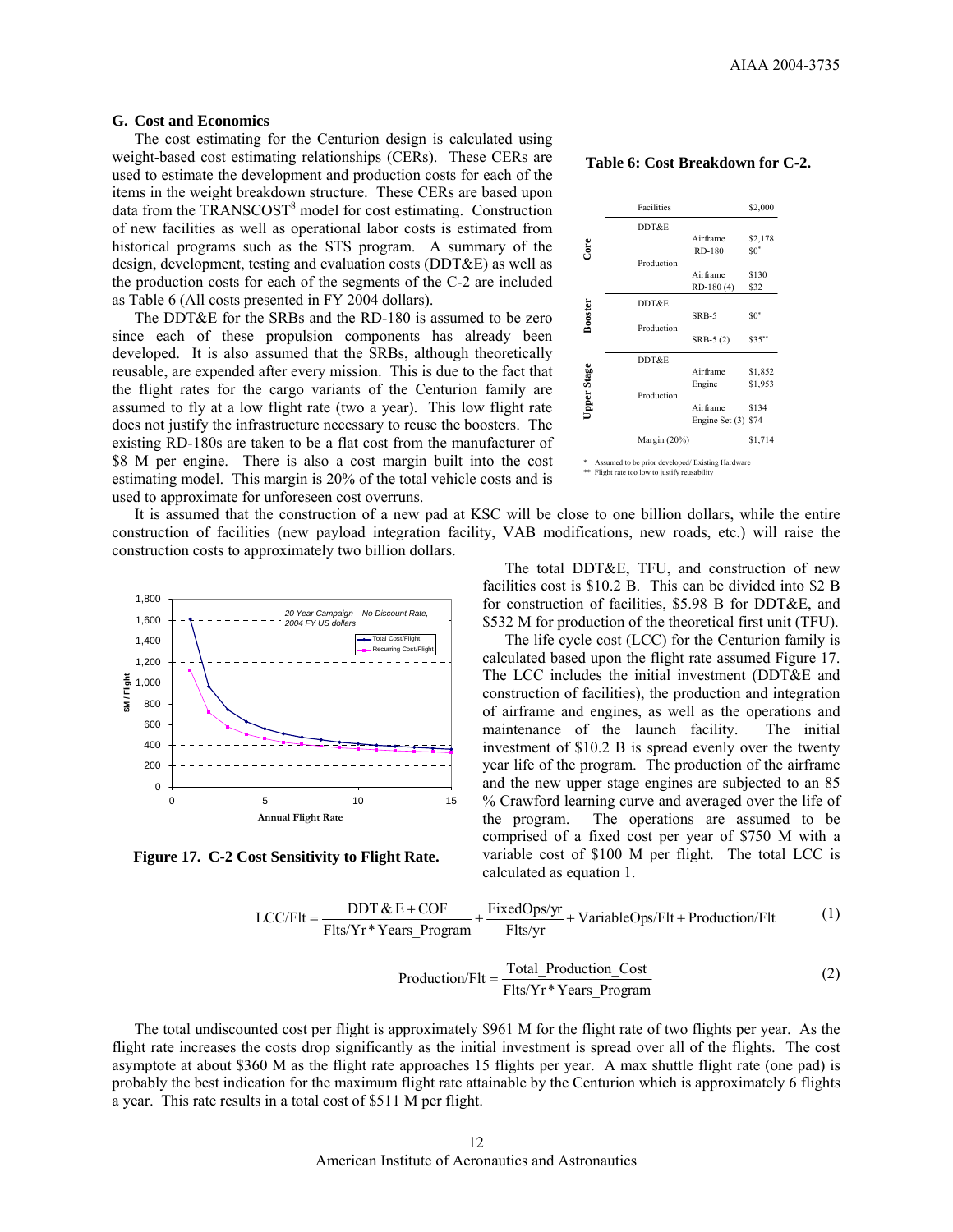### G. Cost and Economics

The cost estimating for the Centurion design is calculated using weight-based cost estimating relationships (CERs). These CERs are used to estimate the development and production costs for each of the items in the weight breakdown structure. These CERs are based upon data from the TRANSCOST[8] model for cost estimating. Construction of new facilities as well as operational labor costs is estimated from historical programs such as the STS program. A summary of the design, development, testing and evaluation costs (DDT&E) as well as the production costs for each of the segments of the C-2 are included as Table 6 (All costs presented in FY 2004 dollars).

The DDT&E for the SRBs and the RD-180 is assumed to be zero since each of these propulsion components has already been developed. It is also assumed that the SRBs, although theoretically reusable, are expended after every mission. This is due to the fact that the flight rates for the cargo variants of the Centurion family are assumed to fly at a low flight rate (two a year). This low flight rate does not justify the infrastructure necessary to reuse the boosters. The existing RD-180s are taken to be a flat cost from the manufacturer of $8 M per engine. There is also a cost margin built into the cost estimating model. This margin is 20% of the total vehicle costs and is used to approximate for unforeseen cost overruns.

**Table 6: Cost Breakdown for C-2.**

| | | | |
|---|---|---|---|
| | Facilities | | $2,000 |
| **Core** | DDT&E | Airframe | $2,178 |
| | | RD-180 | $0* |
| | Production | Airframe | $130 |
| | | RD-180 (4) | $32 |
| **Booster** | DDT&E | SRB-5 | $0* |
| | Production | SRB-5 (2) | $35** |
| **Upper Stage** | DDT&E | Airframe | $1,852 |
| | | Engine | $1,953 |
| | Production | Airframe | $134 |
| | | Engine Set (3) | $74 |
| | Margin (20%) | | $1,714 |

\* Assumed to be prior developed/ Existing Hardware
\** Flight rate too low to justify reusability

It is assumed that the construction of a new pad at KSC will be close to one billion dollars, while the entire construction of facilities (new payload integration facility, VAB modifications, new roads, etc.) will raise the construction costs to approximately two billion dollars.

**Figure 17. C-2 Cost Sensitivity to Flight Rate.**

The total DDT&E, TFU, and construction of new facilities cost is $10.2 B. This can be divided into $2 B for construction of facilities, $5.98 B for DDT&E, and $532 M for production of the theoretical first unit (TFU).

The life cycle cost (LCC) for the Centurion family is calculated based upon the flight rate assumed Figure 17. The LCC includes the initial investment (DDT&E and construction of facilities), the production and integration of airframe and engines, as well as the operations and maintenance of the launch facility. The initial investment of $10.2 B is spread evenly over the twenty year life of the program. The production of the airframe and the new upper stage engines are subjected to an 85 % Crawford learning curve and averaged over the life of the program. The operations are assumed to be comprised of a fixed cost per year of $750 M along with a variable cost of $100 M per flight. The total LCC is calculated as equation 1.

$$\text{LCC/Flt} = \frac{\text{DDT\&E} + \text{COF}}{\text{Flts/Yr} * \text{Years\_Program}} + \frac{\text{FixedOps/yr}}{\text{Flts/yr}} + \text{VariableOps/Flt} + \text{Production/Flt} \tag{1}$$

$$\text{Production/Flt} = \frac{\text{Total\_Production\_Cost}}{\text{Flts/Yr} * \text{Years\_Program}} \tag{2}$$

The total undiscounted cost per flight is approximately $961 M for the flight rate of two flights per year. As the flight rate increases the costs drop significantly as the initial investment is spread over all of the flights. The cost asymptote at about $360 M as the flight rate approaches 15 flights per year. A max shuttle flight rate (one pad) is probably the best indication for the maximum flight rate attainable by the Centurion which is approximately 6 flights a year. This rate results in a total cost of $511 M per flight.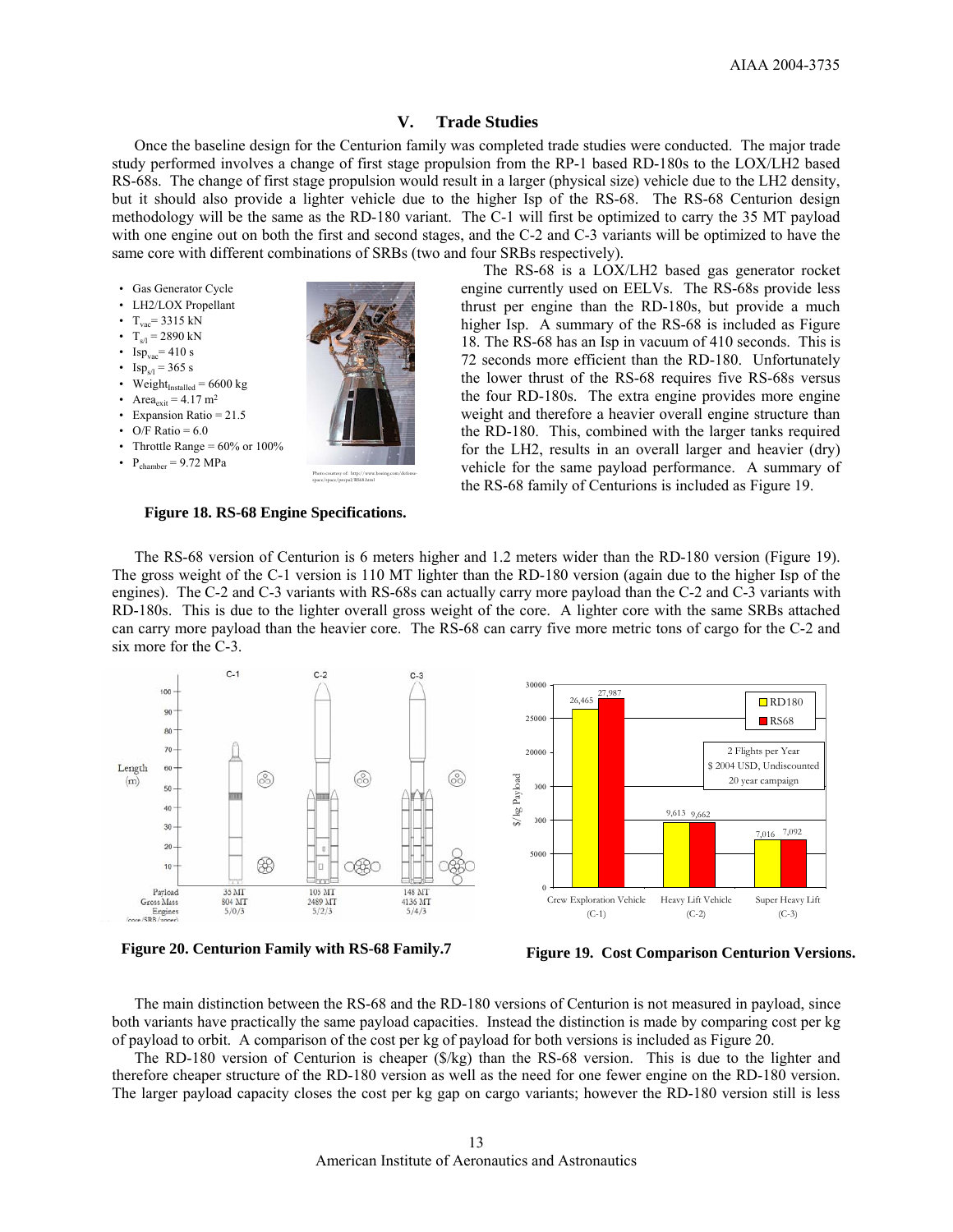## V. Trade Studies

Once the baseline design for the Centurion family was completed trade studies were conducted. The major trade study performed involves a change of first stage propulsion from the RP-1 based RD-180s to the LOX/LH2 based RS-68s. The change of first stage propulsion would result in a larger (physical size) vehicle due to the LH2 density, but it should also provide a lighter vehicle due to the higher Isp of the RS-68. The RS-68 Centurion design methodology will be the same as the RD-180 variant. The C-1 will first be optimized to carry the 35 MT payload with one engine out on both the first and second stages, and the C-2 and C-3 variants will be optimized to have the same core with different combinations of SRBs (two and four SRBs respectively).

- Gas Generator Cycle
- LH2/LOX Propellant
- $T_{vac}$ = 3315 kN
- $T_{s/l}$ = 2890 kN
- $Isp_{vac}$ = 410 s
- $Isp_{s/l}$ = 365 s
- $Weight_{Installed}$ = 6600 kg
- $Area_{exit}$ = 4.17 m$^2$
- Expansion Ratio = 21.5
- O/F Ratio = 6.0
- Throttle Range = 60% or 100%
- $P_{chamber}$ = 9.72 MPa

Photo courtesy of: http://www.boeing.com/defense-space/space/propul/RS68.html

**Figure 18. RS-68 Engine Specifications.**

The RS-68 is a LOX/LH2 based gas generator rocket engine currently used on EELVs. The RS-68s provide less thrust per engine than the RD-180s, but provide a much higher Isp. A summary of the RS-68 is included as Figure 18. The RS-68 has an Isp in vacuum of 410 seconds. This is 72 seconds more efficient than the RD-180. Unfortunately the lower thrust of the RS-68 requires five RS-68s versus the four RD-180s. The extra engine provides more engine weight and therefore a heavier overall engine structure than the RD-180. This, combined with the larger tanks required for the LH2, results in an overall larger and heavier (dry) vehicle for the same payload performance. A summary of the RS-68 family of Centurions is included as Figure 19.

The RS-68 version of Centurion is 6 meters higher and 1.2 meters wider than the RD-180 version (Figure 19). The gross weight of the C-1 version is 110 MT lighter than the RD-180 version (again due to the higher Isp of the engines). The C-2 and C-3 variants with RS-68s can actually carry more payload than the C-2 and C-3 variants with RD-180s. This is due to the lighter overall gross weight of the core. A lighter core with the same SRBs attached can carry more payload than the heavier core. The RS-68 can carry five more metric tons of cargo for the C-2 and six more for the C-3.

| | C-1 | C-2 | C-3 |
|---|---|---|---|
| Payload | 35 MT | 105 MT | 148 MT |
| Gross Mass | 804 MT | 2489 MT | 4136 MT |
| Engines (core/SRB/upper) | 5/0/3 | 5/2/3 | 5/4/3 |

**Figure 20. Centurion Family with RS-68 Family.7**

| $/kg Payload (2 Flights per Year, $ 2004 USD, Undiscounted, 20 year campaign) | RD180 | RS68 |
|---|---|---|
| Crew Exploration Vehicle (C-1) | 26,465 | 27,987 |
| Heavy Lift Vehicle (C-2) | 9,613 | 9,662 |
| Super Heavy Lift (C-3) | 7,016 | 7,092 |

**Figure 19. Cost Comparison Centurion Versions.**

The main distinction between the RS-68 and the RD-180 versions of Centurion is not measured in payload, since both variants have practically the same payload capacities. Instead the distinction is made by comparing cost per kg of payload to orbit. A comparison of the cost per kg of payload for both versions is included as Figure 20.

The RD-180 version of Centurion is cheaper ($/kg) than the RS-68 version. This is due to the lighter and therefore cheaper structure of the RD-180 version as well as the need for one fewer engine on the RD-180 version. The larger payload capacity closes the cost per kg gap on cargo variants; however the RD-180 version still is less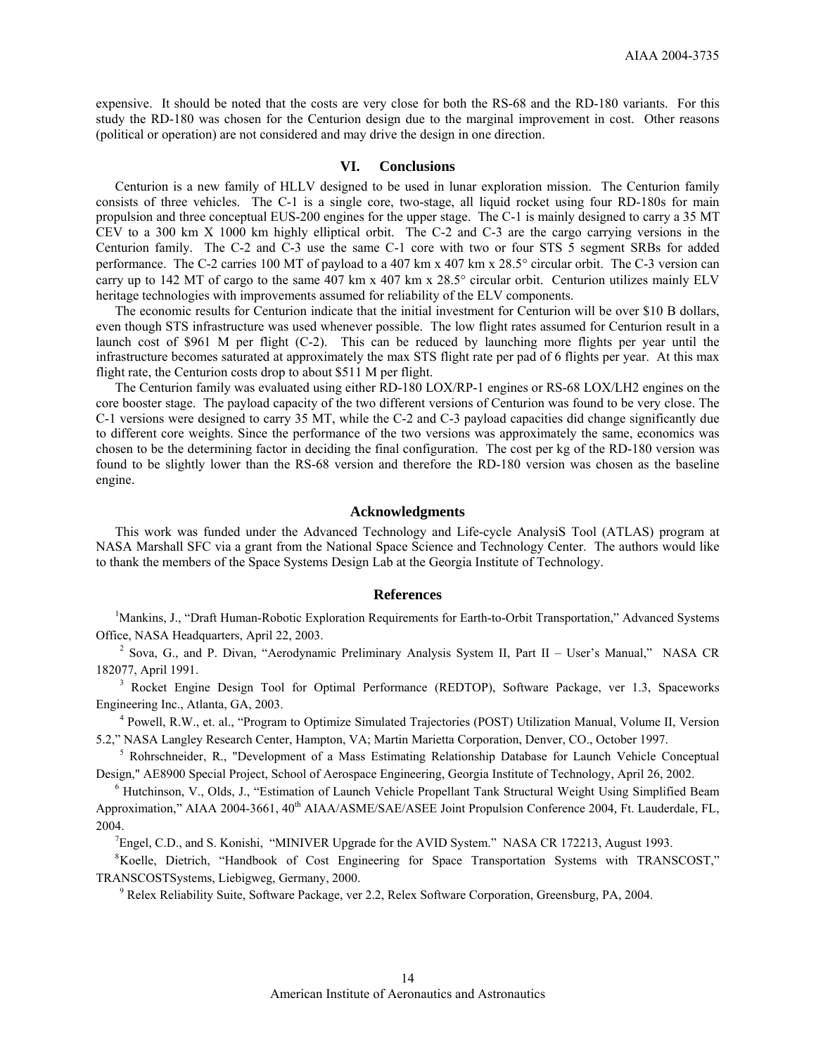expensive. It should be noted that the costs are very close for both the RS-68 and the RD-180 variants. For this study the RD-180 was chosen for the Centurion design due to the marginal improvement in cost. Other reasons (political or operation) are not considered and may drive the design in one direction.

## VI. Conclusions

Centurion is a new family of HLLV designed to be used in lunar exploration mission. The Centurion family consists of three vehicles. The C-1 is a single core, two-stage, all liquid rocket using four RD-180s for main propulsion and three conceptual EUS-200 engines for the upper stage. The C-1 is mainly designed to carry a 35 MT CEV to a 300 km X 1000 km highly elliptical orbit. The C-2 and C-3 are the cargo carrying versions in the Centurion family. The C-2 and C-3 use the same C-1 core with two or four STS 5 segment SRBs for added performance. The C-2 carries 100 MT of payload to a 407 km x 407 km x 28.5° circular orbit. The C-3 version can carry up to 142 MT of cargo to the same 407 km x 407 km x 28.5° circular orbit. Centurion utilizes mainly ELV heritage technologies with improvements assumed for reliability of the ELV components.

The economic results for Centurion indicate that the initial investment for Centurion will be over $10 B dollars, even though STS infrastructure was used whenever possible. The low flight rates assumed for Centurion result in a launch cost of $961 M per flight (C-2). This can be reduced by launching more flights per year until the infrastructure becomes saturated at approximately the max STS flight rate per pad of 6 flights per year. At this max flight rate, the Centurion costs drop to about $511 M per flight.

The Centurion family was evaluated using either RD-180 LOX/RP-1 engines or RS-68 LOX/LH2 engines on the core booster stage. The payload capacity of the two different versions of Centurion was found to be very close. The C-1 versions were designed to carry 35 MT, while the C-2 and C-3 payload capacities did change significantly due to different core weights. Since the performance of the two versions was approximately the same, economics was chosen to be the determining factor in deciding the final configuration. The cost per kg of the RD-180 version was found to be slightly lower than the RS-68 version and therefore the RD-180 version was chosen as the baseline engine.

## Acknowledgments

This work was funded under the Advanced Technology and Life-cycle AnalysiS Tool (ATLAS) program at NASA Marshall SFC via a grant from the National Space Science and Technology Center. The authors would like to thank the members of the Space Systems Design Lab at the Georgia Institute of Technology.

## References

[1] Mankins, J., "Draft Human-Robotic Exploration Requirements for Earth-to-Orbit Transportation," Advanced Systems Office, NASA Headquarters, April 22, 2003.

[2] Sova, G., and P. Divan, "Aerodynamic Preliminary Analysis System II, Part II – User's Manual," NASA CR 182077, April 1991.

[3] Rocket Engine Design Tool for Optimal Performance (REDTOP), Software Package, ver 1.3, Spaceworks Engineering Inc., Atlanta, GA, 2003.

[4] Powell, R.W., et. al., "Program to Optimize Simulated Trajectories (POST) Utilization Manual, Volume II, Version 5.2," NASA Langley Research Center, Hampton, VA; Martin Marietta Corporation, Denver, CO., October 1997.

[5] Rohrschneider, R., "Development of a Mass Estimating Relationship Database for Launch Vehicle Conceptual Design," AE8900 Special Project, School of Aerospace Engineering, Georgia Institute of Technology, April 26, 2002.

[6] Hutchinson, V., Olds, J., "Estimation of Launch Vehicle Propellant Tank Structural Weight Using Simplified Beam Approximation," AIAA 2004-3661, 40th AIAA/ASME/SAE/ASEE Joint Propulsion Conference 2004, Ft. Lauderdale, FL, 2004.

[7] Engel, C.D., and S. Konishi, "MINIVER Upgrade for the AVID System." NASA CR 172213, August 1993.

[8] Koelle, Dietrich, "Handbook of Cost Engineering for Space Transportation Systems with TRANSCOST," TRANSCOSTSystems, Liebigweg, Germany, 2000.

[9] Relex Reliability Suite, Software Package, ver 2.2, Relex Software Corporation, Greensburg, PA, 2004.